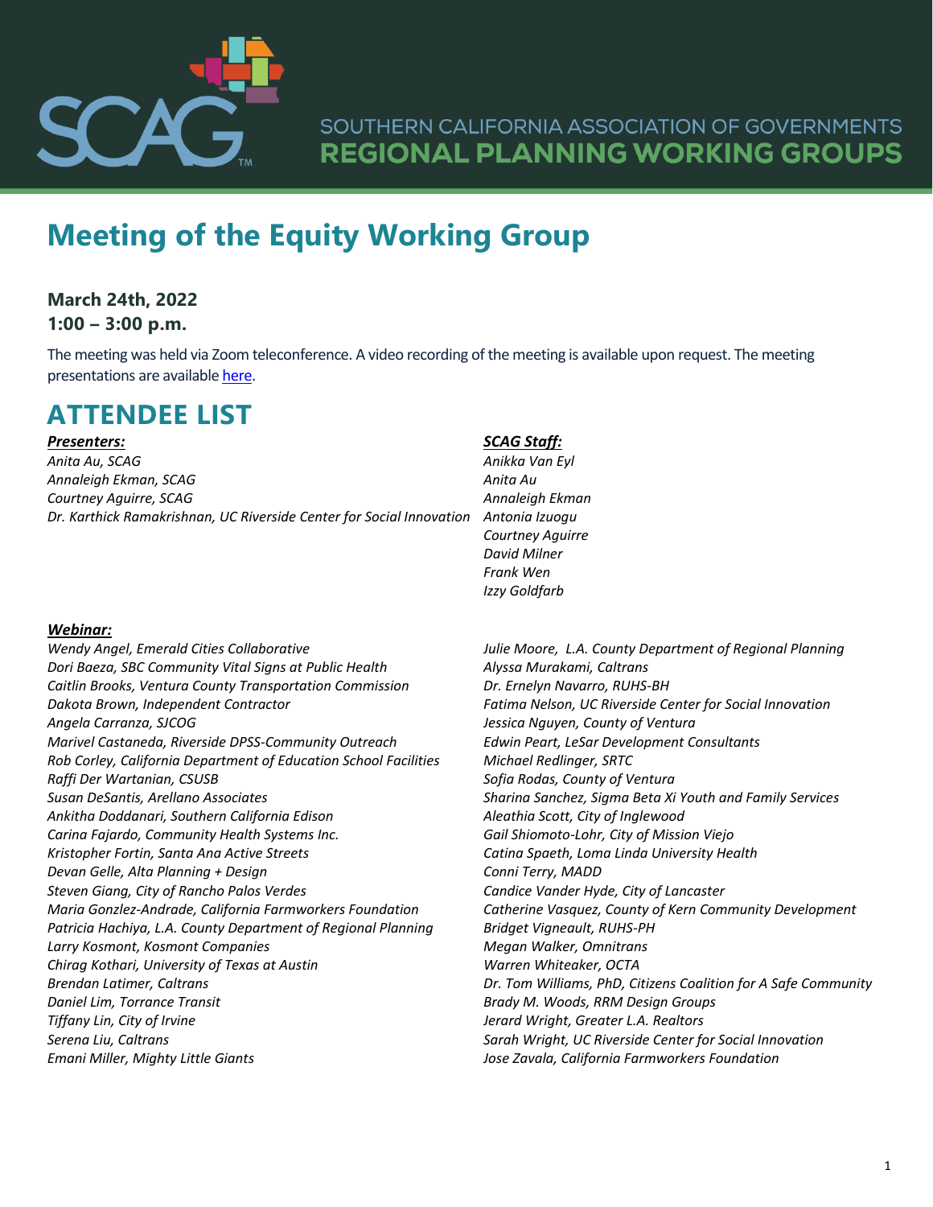SOUTHERN CALIFORNIA ASSOCIATION OF GOVERNMENTS
**REGIONAL PLANNING WORKING GROUPS**

# Meeting of the Equity Working Group

**March 24th, 2022**
**1:00 – 3:00 p.m.**

The meeting was held via Zoom teleconference. A video recording of the meeting is available upon request. The meeting presentations are available here.

## ATTENDEE LIST

***Presenters:***
*Anita Au, SCAG*
*Annaleigh Ekman, SCAG*
*Courtney Aguirre, SCAG*
*Dr. Karthick Ramakrishnan, UC Riverside Center for Social Innovation*

***SCAG Staff:***
*Anikka Van Eyl*
*Anita Au*
*Annaleigh Ekman*
*Antonia Izuogu*
*Courtney Aguirre*
*David Milner*
*Frank Wen*
*Izzy Goldfarb*

***Webinar:***
*Wendy Angel, Emerald Cities Collaborative*
*Dori Baeza, SBC Community Vital Signs at Public Health*
*Caitlin Brooks, Ventura County Transportation Commission*
*Dakota Brown, Independent Contractor*
*Angela Carranza, SJCOG*
*Marivel Castaneda, Riverside DPSS-Community Outreach*
*Rob Corley, California Department of Education School Facilities*
*Raffi Der Wartanian, CSUSB*
*Susan DeSantis, Arellano Associates*
*Ankitha Doddanari, Southern California Edison*
*Carina Fajardo, Community Health Systems Inc.*
*Kristopher Fortin, Santa Ana Active Streets*
*Devan Gelle, Alta Planning + Design*
*Steven Giang, City of Rancho Palos Verdes*
*Maria Gonzlez-Andrade, California Farmworkers Foundation*
*Patricia Hachiya, L.A. County Department of Regional Planning*
*Larry Kosmont, Kosmont Companies*
*Chirag Kothari, University of Texas at Austin*
*Brendan Latimer, Caltrans*
*Daniel Lim, Torrance Transit*
*Tiffany Lin, City of Irvine*
*Serena Liu, Caltrans*
*Emani Miller, Mighty Little Giants*
*Julie Moore, L.A. County Department of Regional Planning*
*Alyssa Murakami, Caltrans*
*Dr. Ernelyn Navarro, RUHS-BH*
*Fatima Nelson, UC Riverside Center for Social Innovation*
*Jessica Nguyen, County of Ventura*
*Edwin Peart, LeSar Development Consultants*
*Michael Redlinger, SRTC*
*Sofia Rodas, County of Ventura*
*Sharina Sanchez, Sigma Beta Xi Youth and Family Services*
*Aleathia Scott, City of Inglewood*
*Gail Shiomoto-Lohr, City of Mission Viejo*
*Catina Spaeth, Loma Linda University Health*
*Conni Terry, MADD*
*Candice Vander Hyde, City of Lancaster*
*Catherine Vasquez, County of Kern Community Development*
*Bridget Vigneault, RUHS-PH*
*Megan Walker, Omnitrans*
*Warren Whiteaker, OCTA*
*Dr. Tom Williams, PhD, Citizens Coalition for A Safe Community*
*Brady M. Woods, RRM Design Groups*
*Jerard Wright, Greater L.A. Realtors*
*Sarah Wright, UC Riverside Center for Social Innovation*
*Jose Zavala, California Farmworkers Foundation*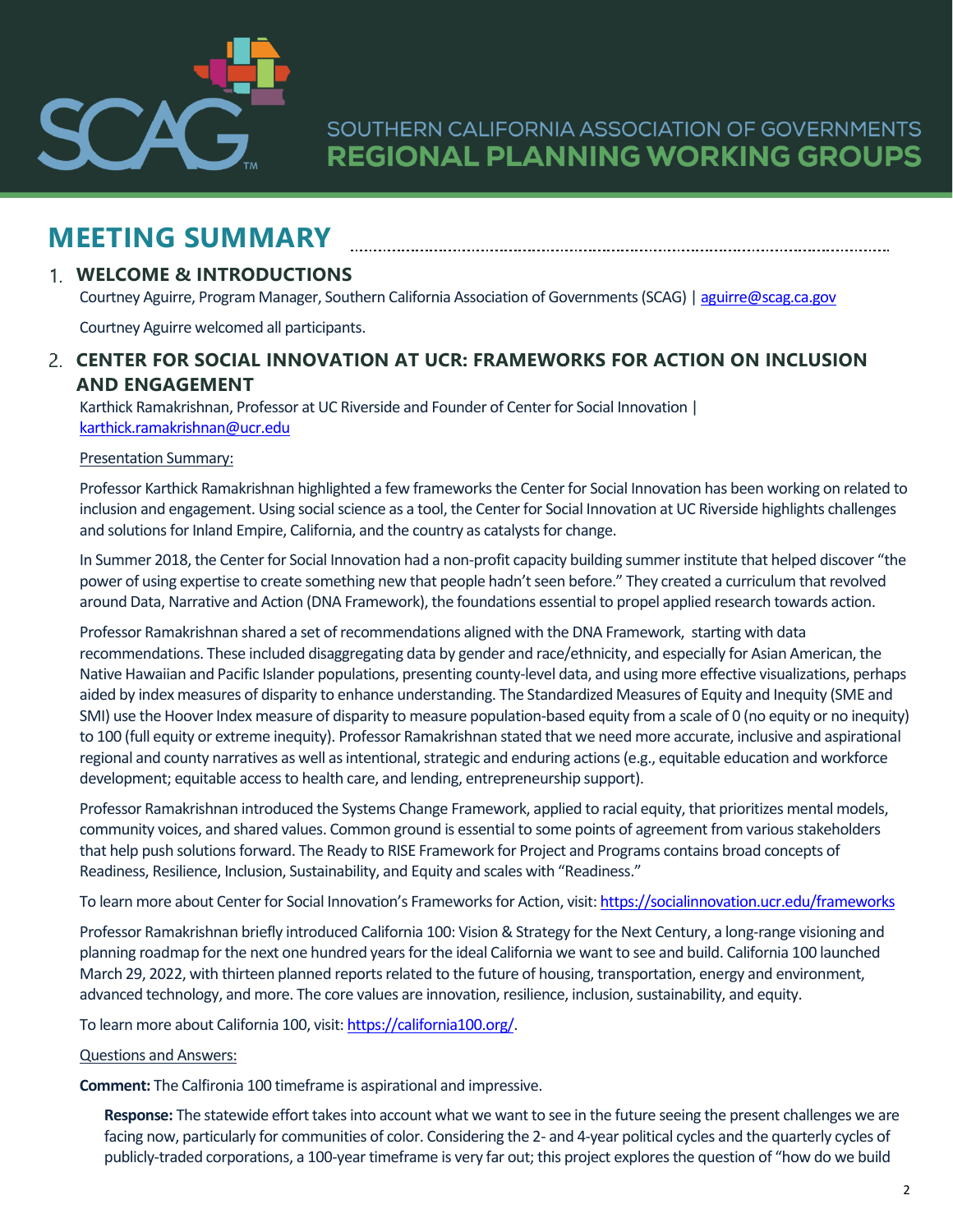SOUTHERN CALIFORNIA ASSOCIATION OF GOVERNMENTS
**REGIONAL PLANNING WORKING GROUPS**

# MEETING SUMMARY

## 1. WELCOME & INTRODUCTIONS

Courtney Aguirre, Program Manager, Southern California Association of Governments (SCAG) | aguirre@scag.ca.gov

Courtney Aguirre welcomed all participants.

## 2. CENTER FOR SOCIAL INNOVATION AT UCR: FRAMEWORKS FOR ACTION ON INCLUSION AND ENGAGEMENT

Karthick Ramakrishnan, Professor at UC Riverside and Founder of Center for Social Innovation | karthick.ramakrishnan@ucr.edu

Presentation Summary:

Professor Karthick Ramakrishnan highlighted a few frameworks the Center for Social Innovation has been working on related to inclusion and engagement. Using social science as a tool, the Center for Social Innovation at UC Riverside highlights challenges and solutions for Inland Empire, California, and the country as catalysts for change.

In Summer 2018, the Center for Social Innovation had a non-profit capacity building summer institute that helped discover "the power of using expertise to create something new that people hadn't seen before." They created a curriculum that revolved around Data, Narrative and Action (DNA Framework), the foundations essential to propel applied research towards action.

Professor Ramakrishnan shared a set of recommendations aligned with the DNA Framework, starting with data recommendations. These included disaggregating data by gender and race/ethnicity, and especially for Asian American, the Native Hawaiian and Pacific Islander populations, presenting county-level data, and using more effective visualizations, perhaps aided by index measures of disparity to enhance understanding. The Standardized Measures of Equity and Inequity (SME and SMI) use the Hoover Index measure of disparity to measure population-based equity from a scale of 0 (no equity or no inequity) to 100 (full equity or extreme inequity). Professor Ramakrishnan stated that we need more accurate, inclusive and aspirational regional and county narratives as well as intentional, strategic and enduring actions (e.g., equitable education and workforce development; equitable access to health care, and lending, entrepreneurship support).

Professor Ramakrishnan introduced the Systems Change Framework, applied to racial equity, that prioritizes mental models, community voices, and shared values. Common ground is essential to some points of agreement from various stakeholders that help push solutions forward. The Ready to RISE Framework for Project and Programs contains broad concepts of Readiness, Resilience, Inclusion, Sustainability, and Equity and scales with "Readiness."

To learn more about Center for Social Innovation's Frameworks for Action, visit: https://socialinnovation.ucr.edu/frameworks

Professor Ramakrishnan briefly introduced California 100: Vision & Strategy for the Next Century, a long-range visioning and planning roadmap for the next one hundred years for the ideal California we want to see and build. California 100 launched March 29, 2022, with thirteen planned reports related to the future of housing, transportation, energy and environment, advanced technology, and more. The core values are innovation, resilience, inclusion, sustainability, and equity.

To learn more about California 100, visit: https://california100.org/.

Questions and Answers:

**Comment:** The Calfironia 100 timeframe is aspirational and impressive.

> **Response:** The statewide effort takes into account what we want to see in the future seeing the present challenges we are facing now, particularly for communities of color. Considering the 2- and 4-year political cycles and the quarterly cycles of publicly-traded corporations, a 100-year timeframe is very far out; this project explores the question of "how do we build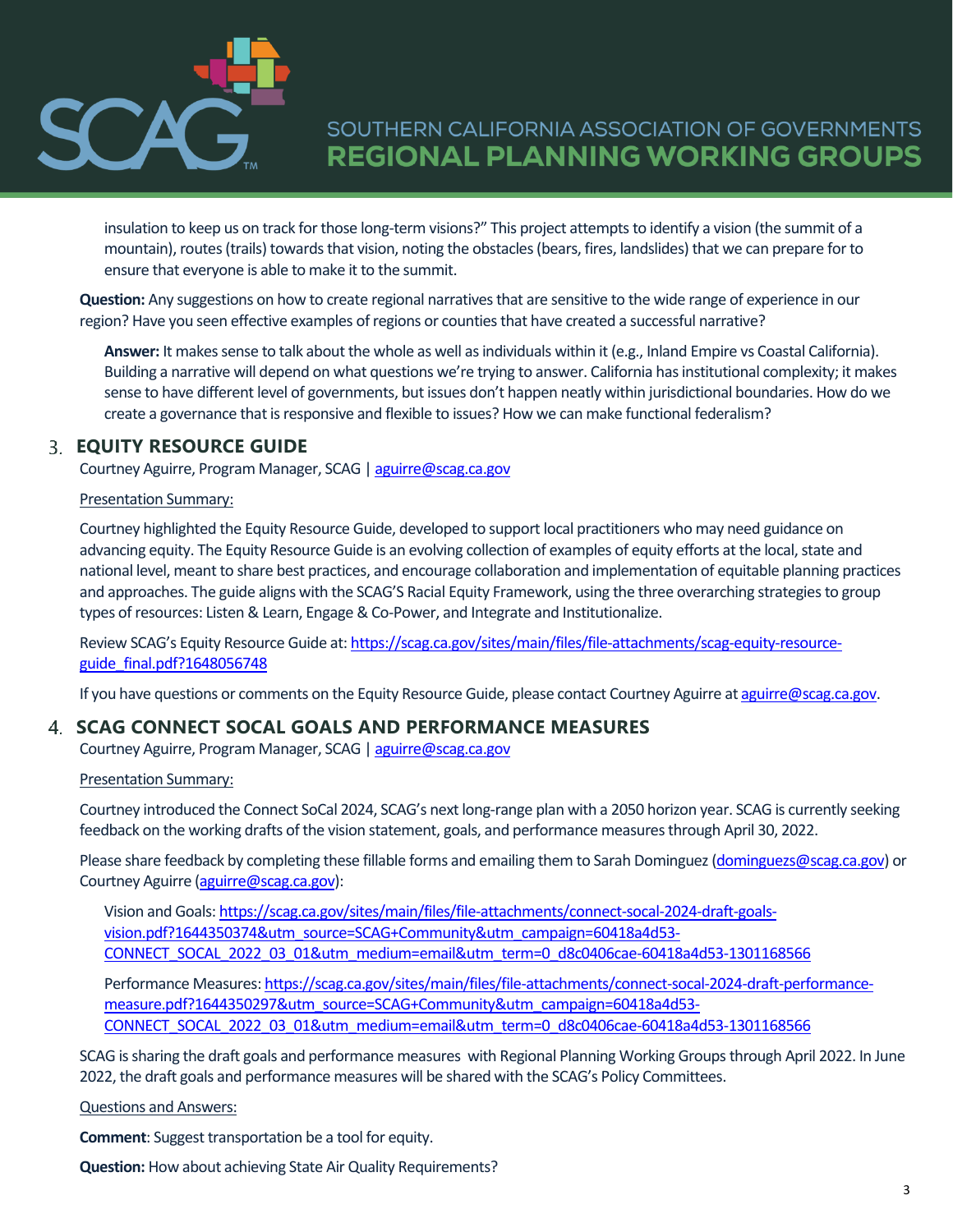insulation to keep us on track for those long-term visions?" This project attempts to identify a vision (the summit of a mountain), routes (trails) towards that vision, noting the obstacles (bears, fires, landslides) that we can prepare for to ensure that everyone is able to make it to the summit.

**Question:** Any suggestions on how to create regional narratives that are sensitive to the wide range of experience in our region? Have you seen effective examples of regions or counties that have created a successful narrative?

**Answer:** It makes sense to talk about the whole as well as individuals within it (e.g., Inland Empire vs Coastal California). Building a narrative will depend on what questions we're trying to answer. California has institutional complexity; it makes sense to have different level of governments, but issues don't happen neatly within jurisdictional boundaries. How do we create a governance that is responsive and flexible to issues? How we can make functional federalism?

## 3. EQUITY RESOURCE GUIDE

Courtney Aguirre, Program Manager, SCAG | aguirre@scag.ca.gov

Presentation Summary:

Courtney highlighted the Equity Resource Guide, developed to support local practitioners who may need guidance on advancing equity. The Equity Resource Guide is an evolving collection of examples of equity efforts at the local, state and national level, meant to share best practices, and encourage collaboration and implementation of equitable planning practices and approaches. The guide aligns with the SCAG'S Racial Equity Framework, using the three overarching strategies to group types of resources: Listen & Learn, Engage & Co-Power, and Integrate and Institutionalize.

Review SCAG's Equity Resource Guide at: https://scag.ca.gov/sites/main/files/file-attachments/scag-equity-resource-guide_final.pdf?1648056748

If you have questions or comments on the Equity Resource Guide, please contact Courtney Aguirre at aguirre@scag.ca.gov.

## 4. SCAG CONNECT SOCAL GOALS AND PERFORMANCE MEASURES

Courtney Aguirre, Program Manager, SCAG | aguirre@scag.ca.gov

Presentation Summary:

Courtney introduced the Connect SoCal 2024, SCAG's next long-range plan with a 2050 horizon year. SCAG is currently seeking feedback on the working drafts of the vision statement, goals, and performance measures through April 30, 2022.

Please share feedback by completing these fillable forms and emailing them to Sarah Dominguez (dominguezs@scag.ca.gov) or Courtney Aguirre (aguirre@scag.ca.gov):

Vision and Goals: https://scag.ca.gov/sites/main/files/file-attachments/connect-socal-2024-draft-goals-vision.pdf?1644350374&utm_source=SCAG+Community&utm_campaign=60418a4d53-CONNECT_SOCAL_2022_03_01&utm_medium=email&utm_term=0_d8c0406cae-60418a4d53-1301168566

Performance Measures: https://scag.ca.gov/sites/main/files/file-attachments/connect-socal-2024-draft-performance-measure.pdf?1644350297&utm_source=SCAG+Community&utm_campaign=60418a4d53-CONNECT_SOCAL_2022_03_01&utm_medium=email&utm_term=0_d8c0406cae-60418a4d53-1301168566

SCAG is sharing the draft goals and performance measures with Regional Planning Working Groups through April 2022. In June 2022, the draft goals and performance measures will be shared with the SCAG's Policy Committees.

Questions and Answers:

**Comment**: Suggest transportation be a tool for equity.

**Question:** How about achieving State Air Quality Requirements?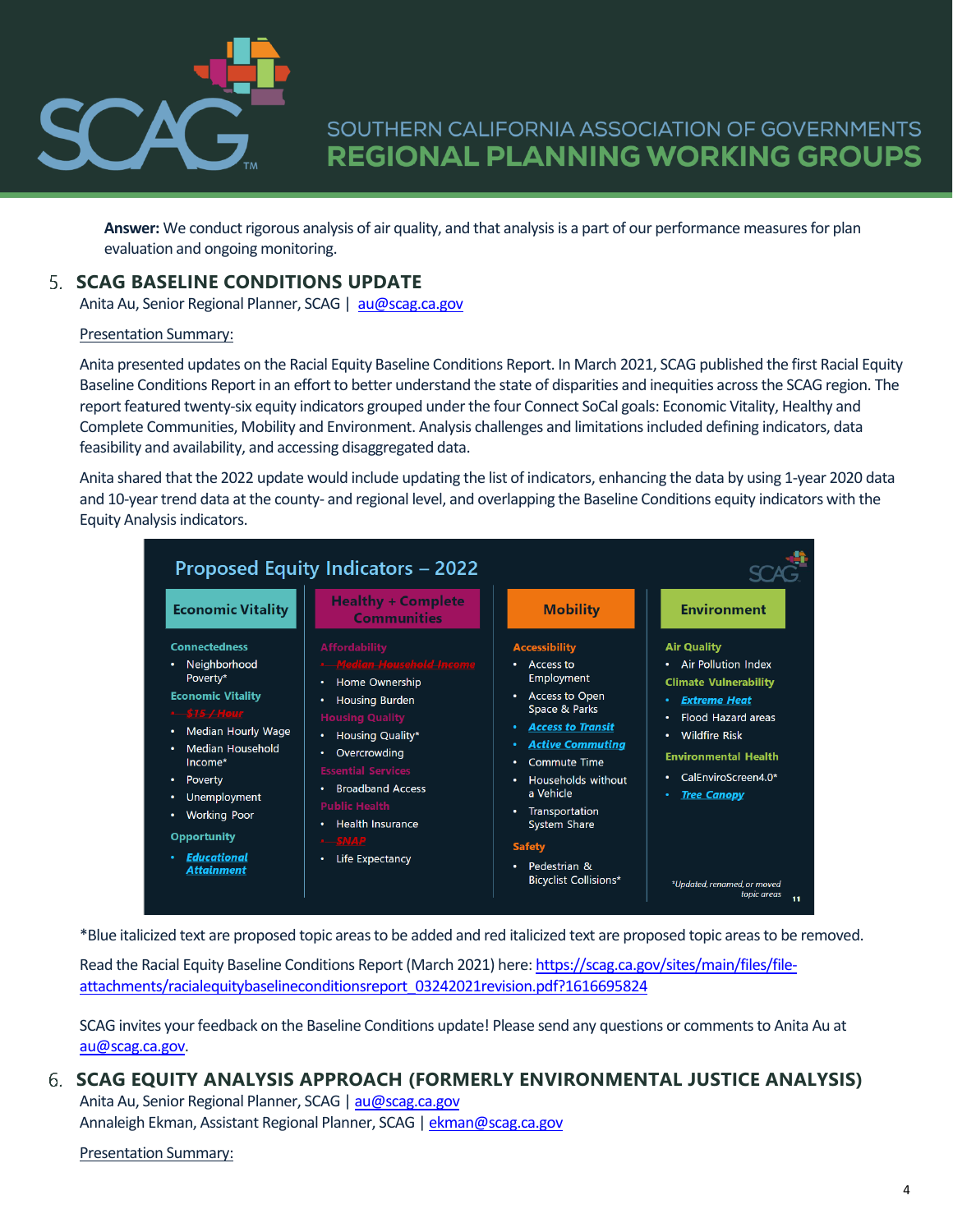**Answer:** We conduct rigorous analysis of air quality, and that analysis is a part of our performance measures for plan evaluation and ongoing monitoring.

## 5. SCAG BASELINE CONDITIONS UPDATE

Anita Au, Senior Regional Planner, SCAG | au@scag.ca.gov

Presentation Summary:

Anita presented updates on the Racial Equity Baseline Conditions Report. In March 2021, SCAG published the first Racial Equity Baseline Conditions Report in an effort to better understand the state of disparities and inequities across the SCAG region. The report featured twenty-six equity indicators grouped under the four Connect SoCal goals: Economic Vitality, Healthy and Complete Communities, Mobility and Environment. Analysis challenges and limitations included defining indicators, data feasibility and availability, and accessing disaggregated data.

Anita shared that the 2022 update would include updating the list of indicators, enhancing the data by using 1-year 2020 data and 10-year trend data at the county- and regional level, and overlapping the Baseline Conditions equity indicators with the Equity Analysis indicators.

**Proposed Equity Indicators – 2022**

| Economic Vitality | Healthy + Complete Communities | Mobility | Environment |
|---|---|---|---|
| **Connectedness**<br>• Neighborhood Poverty*<br>**Economic Vitality**<br>• ~~*$15 / Hour*~~<br>• Median Hourly Wage<br>• Median Household Income*<br>• Poverty<br>• Unemployment<br>• Working Poor<br>**Opportunity**<br>• *Educational Attainment* | **Affordability**<br>• ~~*Median Household Income*~~<br>• Home Ownership<br>• Housing Burden<br>**Housing Quality**<br>• Housing Quality*<br>• Overcrowding<br>**Essential Services**<br>• Broadband Access<br>**Public Health**<br>• Health Insurance<br>• ~~*SNAP*~~<br>• Life Expectancy | **Accessibility**<br>• Access to Employment<br>• Access to Open Space & Parks<br>• *Access to Transit*<br>• *Active Commuting*<br>• Commute Time<br>• Households without a Vehicle<br>• Transportation System Share<br>**Safety**<br>• Pedestrian & Bicyclist Collisions* | **Air Quality**<br>• Air Pollution Index<br>**Climate Vulnerability**<br>• *Extreme Heat*<br>• Flood Hazard areas<br>• Wildfire Risk<br>**Environmental Health**<br>• CalEnviroScreen4.0*<br>• *Tree Canopy* |

*Updated, renamed, or moved topic areas

*Blue italicized text are proposed topic areas to be added and red italicized text are proposed topic areas to be removed.

Read the Racial Equity Baseline Conditions Report (March 2021) here: https://scag.ca.gov/sites/main/files/file-attachments/racialequitybaselineconditionsreport_03242021revision.pdf?1616695824

SCAG invites your feedback on the Baseline Conditions update! Please send any questions or comments to Anita Au at au@scag.ca.gov.

## 6. SCAG EQUITY ANALYSIS APPROACH (FORMERLY ENVIRONMENTAL JUSTICE ANALYSIS)

Anita Au, Senior Regional Planner, SCAG | au@scag.ca.gov
Annaleigh Ekman, Assistant Regional Planner, SCAG | ekman@scag.ca.gov

Presentation Summary: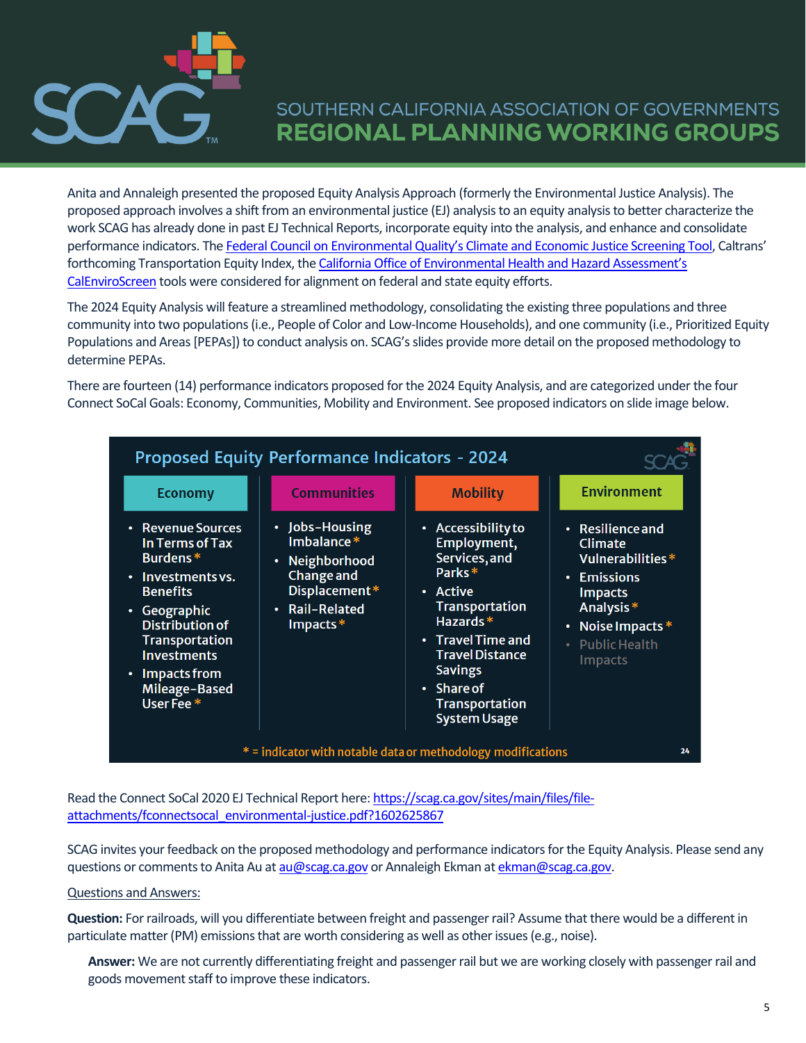Anita and Annaleigh presented the proposed Equity Analysis Approach (formerly the Environmental Justice Analysis). The proposed approach involves a shift from an environmental justice (EJ) analysis to an equity analysis to better characterize the work SCAG has already done in past EJ Technical Reports, incorporate equity into the analysis, and enhance and consolidate performance indicators. The Federal Council on Environmental Quality's Climate and Economic Justice Screening Tool, Caltrans' forthcoming Transportation Equity Index, the California Office of Environmental Health and Hazard Assessment's CalEnviroScreen tools were considered for alignment on federal and state equity efforts.

The 2024 Equity Analysis will feature a streamlined methodology, consolidating the existing three populations and three community into two populations (i.e., People of Color and Low-Income Households), and one community (i.e., Prioritized Equity Populations and Areas [PEPAs]) to conduct analysis on. SCAG's slides provide more detail on the proposed methodology to determine PEPAs.

There are fourteen (14) performance indicators proposed for the 2024 Equity Analysis, and are categorized under the four Connect SoCal Goals: Economy, Communities, Mobility and Environment. See proposed indicators on slide image below.

**Proposed Equity Performance Indicators - 2024**

| Economy | Communities | Mobility | Environment |
|---|---|---|---|
| • Revenue Sources In Terms of Tax Burdens *<br>• Investments vs. Benefits<br>• Geographic Distribution of Transportation Investments<br>• Impacts from Mileage-Based User Fee * | • Jobs-Housing Imbalance *<br>• Neighborhood Change and Displacement *<br>• Rail-Related Impacts * | • Accessibility to Employment, Services, and Parks *<br>• Active Transportation Hazards *<br>• Travel Time and Travel Distance Savings<br>• Share of Transportation System Usage | • Resilience and Climate Vulnerabilities *<br>• Emissions Impacts Analysis *<br>• Noise Impacts *<br>• Public Health Impacts |

* = indicator with notable data or methodology modifications

Read the Connect SoCal 2020 EJ Technical Report here: https://scag.ca.gov/sites/main/files/file-attachments/fconnectsocal_environmental-justice.pdf?1602625867

SCAG invites your feedback on the proposed methodology and performance indicators for the Equity Analysis. Please send any questions or comments to Anita Au at au@scag.ca.gov or Annaleigh Ekman at ekman@scag.ca.gov.

Questions and Answers:

**Question:** For railroads, will you differentiate between freight and passenger rail? Assume that there would be a different in particulate matter (PM) emissions that are worth considering as well as other issues (e.g., noise).

> **Answer:** We are not currently differentiating freight and passenger rail but we are working closely with passenger rail and goods movement staff to improve these indicators.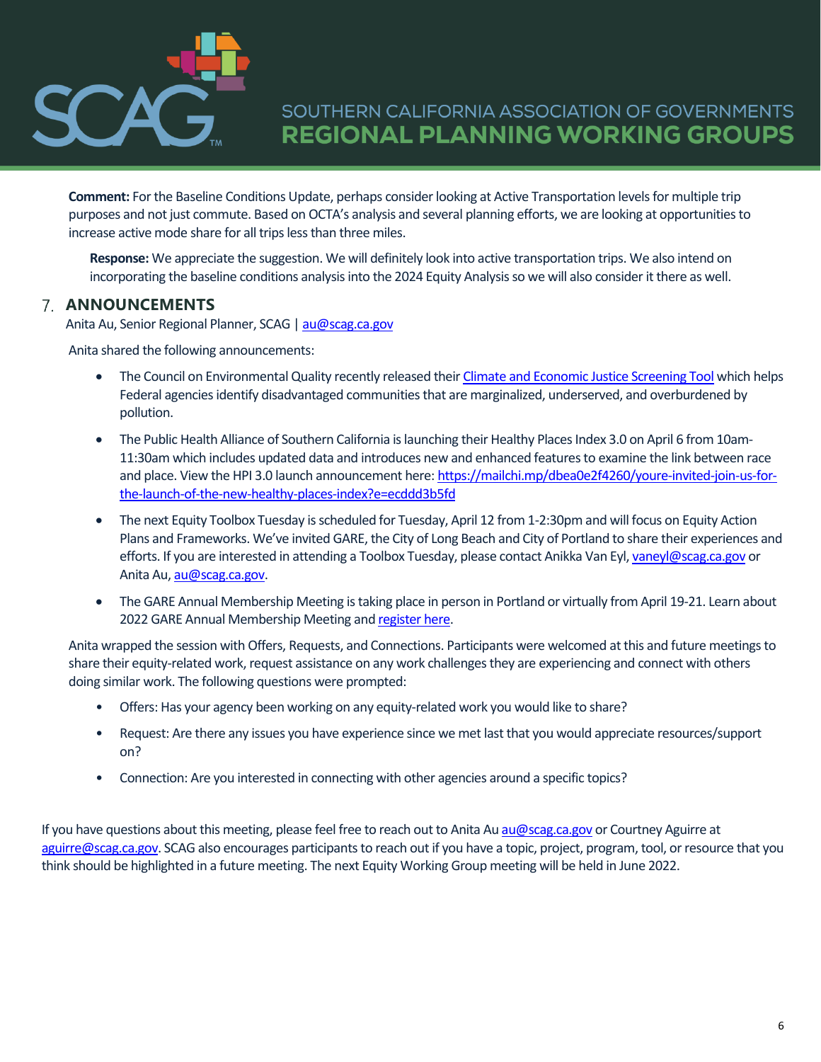**Comment:** For the Baseline Conditions Update, perhaps consider looking at Active Transportation levels for multiple trip purposes and not just commute. Based on OCTA's analysis and several planning efforts, we are looking at opportunities to increase active mode share for all trips less than three miles.

**Response:** We appreciate the suggestion. We will definitely look into active transportation trips. We also intend on incorporating the baseline conditions analysis into the 2024 Equity Analysis so we will also consider it there as well.

## 7. ANNOUNCEMENTS

Anita Au, Senior Regional Planner, SCAG | au@scag.ca.gov

Anita shared the following announcements:

- The Council on Environmental Quality recently released their Climate and Economic Justice Screening Tool which helps Federal agencies identify disadvantaged communities that are marginalized, underserved, and overburdened by pollution.
- The Public Health Alliance of Southern California is launching their Healthy Places Index 3.0 on April 6 from 10am-11:30am which includes updated data and introduces new and enhanced features to examine the link between race and place. View the HPI 3.0 launch announcement here: https://mailchi.mp/dbea0e2f4260/youre-invited-join-us-for-the-launch-of-the-new-healthy-places-index?e=ecddd3b5fd
- The next Equity Toolbox Tuesday is scheduled for Tuesday, April 12 from 1-2:30pm and will focus on Equity Action Plans and Frameworks. We've invited GARE, the City of Long Beach and City of Portland to share their experiences and efforts. If you are interested in attending a Toolbox Tuesday, please contact Anikka Van Eyl, vaneyl@scag.ca.gov or Anita Au, au@scag.ca.gov.
- The GARE Annual Membership Meeting is taking place in person in Portland or virtually from April 19-21. Learn about 2022 GARE Annual Membership Meeting and register here.

Anita wrapped the session with Offers, Requests, and Connections. Participants were welcomed at this and future meetings to share their equity-related work, request assistance on any work challenges they are experiencing and connect with others doing similar work. The following questions were prompted:

- Offers: Has your agency been working on any equity-related work you would like to share?
- Request: Are there any issues you have experience since we met last that you would appreciate resources/support on?
- Connection: Are you interested in connecting with other agencies around a specific topics?

If you have questions about this meeting, please feel free to reach out to Anita Au au@scag.ca.gov or Courtney Aguirre at aguirre@scag.ca.gov. SCAG also encourages participants to reach out if you have a topic, project, program, tool, or resource that you think should be highlighted in a future meeting. The next Equity Working Group meeting will be held in June 2022.